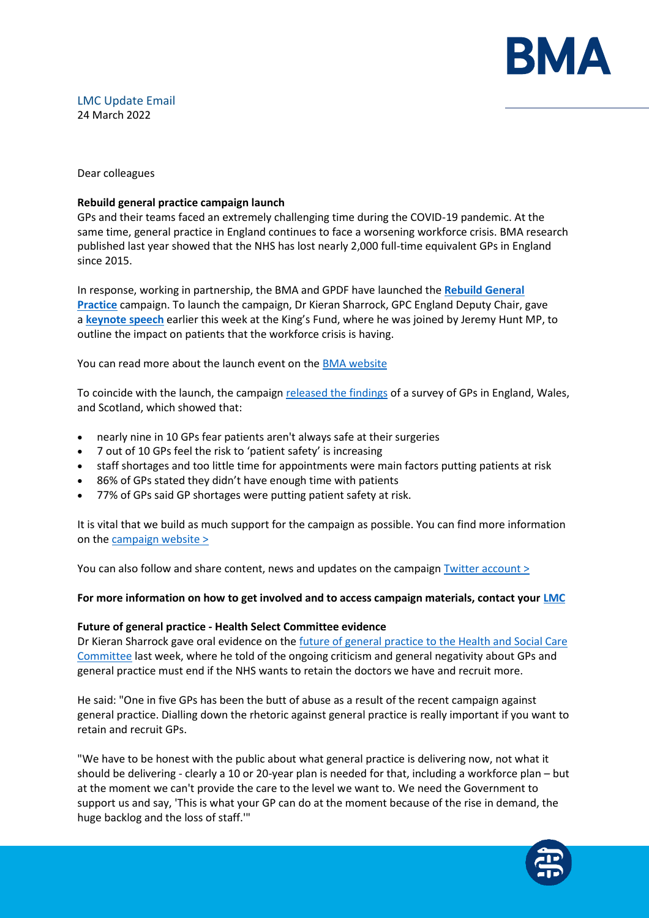LMC Update Email
24 March 2022

Dear colleagues

**Rebuild general practice campaign launch**

GPs and their teams faced an extremely challenging time during the COVID-19 pandemic. At the same time, general practice in England continues to face a worsening workforce crisis. BMA research published last year showed that the NHS has lost nearly 2,000 full-time equivalent GPs in England since 2015.

In response, working in partnership, the BMA and GPDF have launched the **Rebuild General Practice** campaign. To launch the campaign, Dr Kieran Sharrock, GPC England Deputy Chair, gave a **keynote speech** earlier this week at the King's Fund, where he was joined by Jeremy Hunt MP, to outline the impact on patients that the workforce crisis is having.

You can read more about the launch event on the BMA website

To coincide with the launch, the campaign released the findings of a survey of GPs in England, Wales, and Scotland, which showed that:

- nearly nine in 10 GPs fear patients aren't always safe at their surgeries
- 7 out of 10 GPs feel the risk to 'patient safety' is increasing
- staff shortages and too little time for appointments were main factors putting patients at risk
- 86% of GPs stated they didn't have enough time with patients
- 77% of GPs said GP shortages were putting patient safety at risk.

It is vital that we build as much support for the campaign as possible. You can find more information on the campaign website >

You can also follow and share content, news and updates on the campaign Twitter account >

**For more information on how to get involved and to access campaign materials, contact your LMC**

**Future of general practice - Health Select Committee evidence**

Dr Kieran Sharrock gave oral evidence on the future of general practice to the Health and Social Care Committee last week, where he told of the ongoing criticism and general negativity about GPs and general practice must end if the NHS wants to retain the doctors we have and recruit more.

He said: "One in five GPs has been the butt of abuse as a result of the recent campaign against general practice. Dialling down the rhetoric against general practice is really important if you want to retain and recruit GPs.

"We have to be honest with the public about what general practice is delivering now, not what it should be delivering - clearly a 10 or 20-year plan is needed for that, including a workforce plan – but at the moment we can't provide the care to the level we want to. We need the Government to support us and say, 'This is what your GP can do at the moment because of the rise in demand, the huge backlog and the loss of staff.'"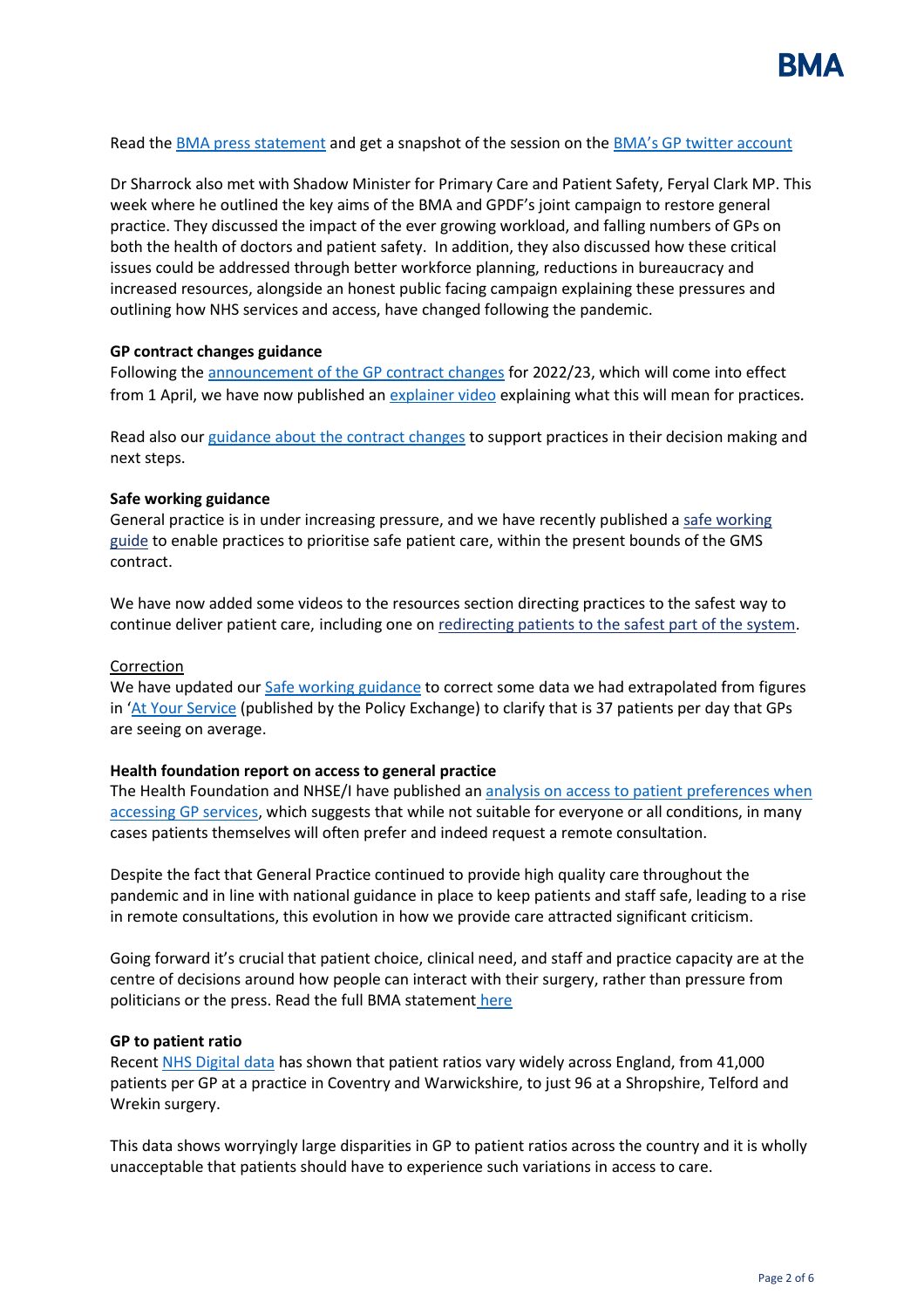Read the BMA press statement and get a snapshot of the session on the BMA's GP twitter account

Dr Sharrock also met with Shadow Minister for Primary Care and Patient Safety, Feryal Clark MP. This week where he outlined the key aims of the BMA and GPDF's joint campaign to restore general practice. They discussed the impact of the ever growing workload, and falling numbers of GPs on both the health of doctors and patient safety. In addition, they also discussed how these critical issues could be addressed through better workforce planning, reductions in bureaucracy and increased resources, alongside an honest public facing campaign explaining these pressures and outlining how NHS services and access, have changed following the pandemic.

**GP contract changes guidance**

Following the announcement of the GP contract changes for 2022/23, which will come into effect from 1 April, we have now published an explainer video explaining what this will mean for practices.

Read also our guidance about the contract changes to support practices in their decision making and next steps.

**Safe working guidance**

General practice is in under increasing pressure, and we have recently published a safe working guide to enable practices to prioritise safe patient care, within the present bounds of the GMS contract.

We have now added some videos to the resources section directing practices to the safest way to continue deliver patient care, including one on redirecting patients to the safest part of the system.

Correction

We have updated our Safe working guidance to correct some data we had extrapolated from figures in 'At Your Service (published by the Policy Exchange) to clarify that is 37 patients per day that GPs are seeing on average.

**Health foundation report on access to general practice**

The Health Foundation and NHSE/I have published an analysis on access to patient preferences when accessing GP services, which suggests that while not suitable for everyone or all conditions, in many cases patients themselves will often prefer and indeed request a remote consultation.

Despite the fact that General Practice continued to provide high quality care throughout the pandemic and in line with national guidance in place to keep patients and staff safe, leading to a rise in remote consultations, this evolution in how we provide care attracted significant criticism.

Going forward it's crucial that patient choice, clinical need, and staff and practice capacity are at the centre of decisions around how people can interact with their surgery, rather than pressure from politicians or the press. Read the full BMA statement here

**GP to patient ratio**

Recent NHS Digital data has shown that patient ratios vary widely across England, from 41,000 patients per GP at a practice in Coventry and Warwickshire, to just 96 at a Shropshire, Telford and Wrekin surgery.

This data shows worryingly large disparities in GP to patient ratios across the country and it is wholly unacceptable that patients should have to experience such variations in access to care.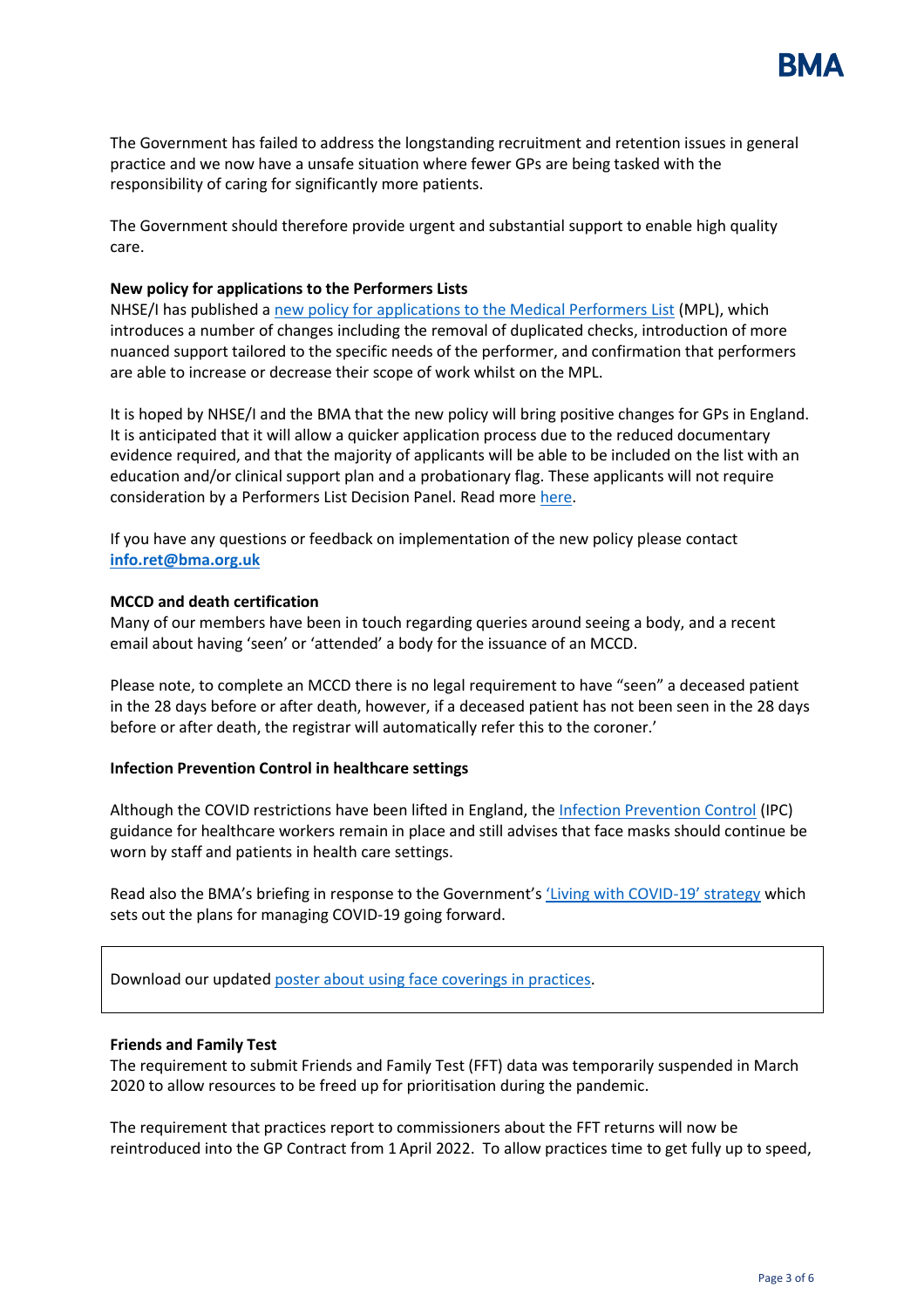The Government has failed to address the longstanding recruitment and retention issues in general practice and we now have a unsafe situation where fewer GPs are being tasked with the responsibility of caring for significantly more patients.

The Government should therefore provide urgent and substantial support to enable high quality care.

**New policy for applications to the Performers Lists**

NHSE/I has published a new policy for applications to the Medical Performers List (MPL), which introduces a number of changes including the removal of duplicated checks, introduction of more nuanced support tailored to the specific needs of the performer, and confirmation that performers are able to increase or decrease their scope of work whilst on the MPL.

It is hoped by NHSE/I and the BMA that the new policy will bring positive changes for GPs in England. It is anticipated that it will allow a quicker application process due to the reduced documentary evidence required, and that the majority of applicants will be able to be included on the list with an education and/or clinical support plan and a probationary flag. These applicants will not require consideration by a Performers List Decision Panel. Read more here.

If you have any questions or feedback on implementation of the new policy please contact **info.ret@bma.org.uk**

**MCCD and death certification**

Many of our members have been in touch regarding queries around seeing a body, and a recent email about having 'seen' or 'attended' a body for the issuance of an MCCD.

Please note, to complete an MCCD there is no legal requirement to have "seen" a deceased patient in the 28 days before or after death, however, if a deceased patient has not been seen in the 28 days before or after death, the registrar will automatically refer this to the coroner.'

**Infection Prevention Control in healthcare settings**

Although the COVID restrictions have been lifted in England, the Infection Prevention Control (IPC) guidance for healthcare workers remain in place and still advises that face masks should continue be worn by staff and patients in health care settings.

Read also the BMA's briefing in response to the Government's 'Living with COVID-19' strategy which sets out the plans for managing COVID-19 going forward.

Download our updated poster about using face coverings in practices.

**Friends and Family Test**

The requirement to submit Friends and Family Test (FFT) data was temporarily suspended in March 2020 to allow resources to be freed up for prioritisation during the pandemic.

The requirement that practices report to commissioners about the FFT returns will now be reintroduced into the GP Contract from 1 April 2022. To allow practices time to get fully up to speed,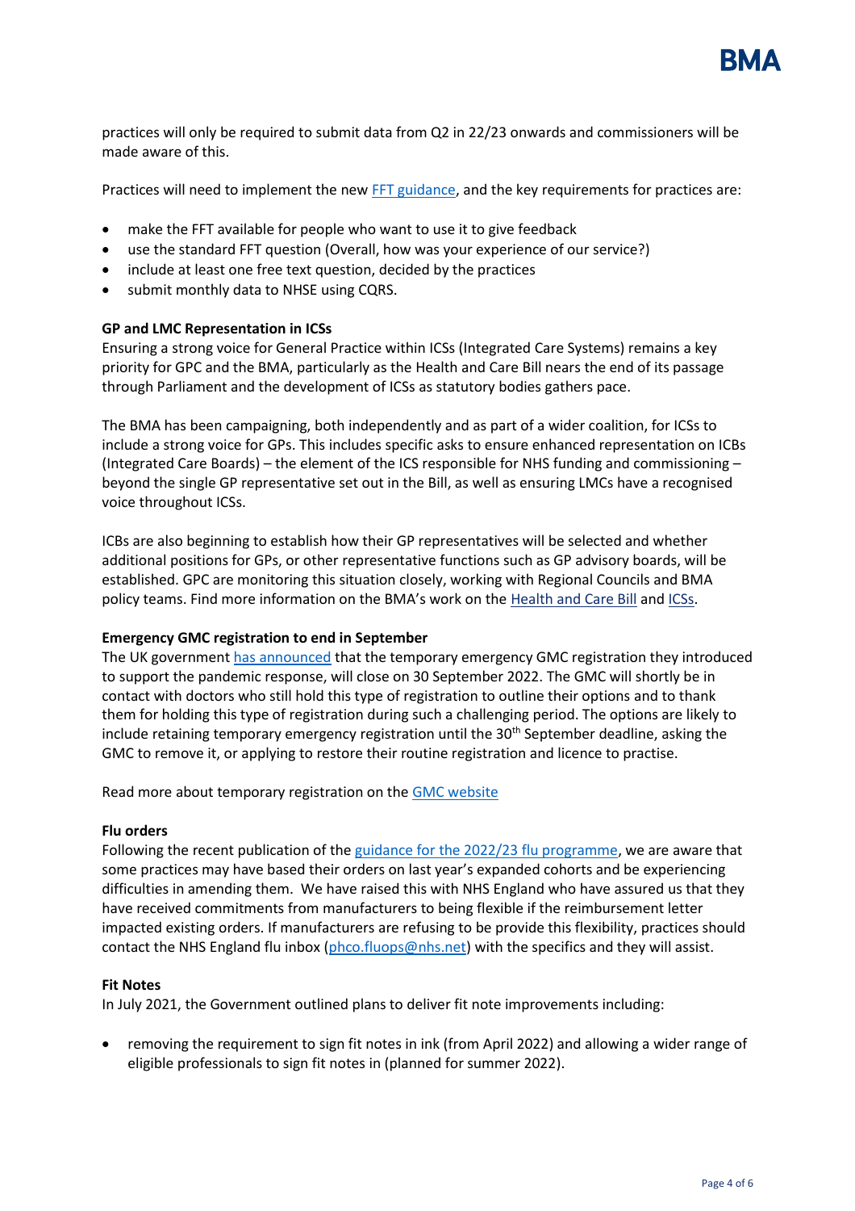practices will only be required to submit data from Q2 in 22/23 onwards and commissioners will be made aware of this.

Practices will need to implement the new FFT guidance, and the key requirements for practices are:

- make the FFT available for people who want to use it to give feedback
- use the standard FFT question (Overall, how was your experience of our service?)
- include at least one free text question, decided by the practices
- submit monthly data to NHSE using CQRS.

**GP and LMC Representation in ICSs**

Ensuring a strong voice for General Practice within ICSs (Integrated Care Systems) remains a key priority for GPC and the BMA, particularly as the Health and Care Bill nears the end of its passage through Parliament and the development of ICSs as statutory bodies gathers pace.

The BMA has been campaigning, both independently and as part of a wider coalition, for ICSs to include a strong voice for GPs. This includes specific asks to ensure enhanced representation on ICBs (Integrated Care Boards) – the element of the ICS responsible for NHS funding and commissioning – beyond the single GP representative set out in the Bill, as well as ensuring LMCs have a recognised voice throughout ICSs.

ICBs are also beginning to establish how their GP representatives will be selected and whether additional positions for GPs, or other representative functions such as GP advisory boards, will be established. GPC are monitoring this situation closely, working with Regional Councils and BMA policy teams. Find more information on the BMA's work on the Health and Care Bill and ICSs.

**Emergency GMC registration to end in September**

The UK government has announced that the temporary emergency GMC registration they introduced to support the pandemic response, will close on 30 September 2022. The GMC will shortly be in contact with doctors who still hold this type of registration to outline their options and to thank them for holding this type of registration during such a challenging period. The options are likely to include retaining temporary emergency registration until the 30th September deadline, asking the GMC to remove it, or applying to restore their routine registration and licence to practise.

Read more about temporary registration on the GMC website

**Flu orders**

Following the recent publication of the guidance for the 2022/23 flu programme, we are aware that some practices may have based their orders on last year's expanded cohorts and be experiencing difficulties in amending them. We have raised this with NHS England who have assured us that they have received commitments from manufacturers to being flexible if the reimbursement letter impacted existing orders. If manufacturers are refusing to be provide this flexibility, practices should contact the NHS England flu inbox (phco.fluops@nhs.net) with the specifics and they will assist.

**Fit Notes**

In July 2021, the Government outlined plans to deliver fit note improvements including:

- removing the requirement to sign fit notes in ink (from April 2022) and allowing a wider range of eligible professionals to sign fit notes in (planned for summer 2022).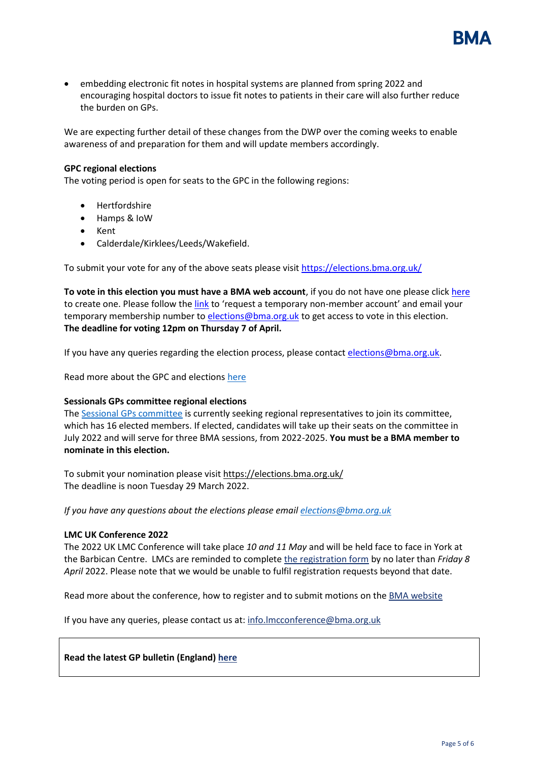- embedding electronic fit notes in hospital systems are planned from spring 2022 and encouraging hospital doctors to issue fit notes to patients in their care will also further reduce the burden on GPs.

We are expecting further detail of these changes from the DWP over the coming weeks to enable awareness of and preparation for them and will update members accordingly.

**GPC regional elections**
The voting period is open for seats to the GPC in the following regions:

- Hertfordshire
- Hamps & IoW
- Kent
- Calderdale/Kirklees/Leeds/Wakefield.

To submit your vote for any of the above seats please visit https://elections.bma.org.uk/

**To vote in this election you must have a BMA web account**, if you do not have one please click here to create one. Please follow the link to 'request a temporary non-member account' and email your temporary membership number to elections@bma.org.uk to get access to vote in this election. **The deadline for voting 12pm on Thursday 7 of April.**

If you have any queries regarding the election process, please contact elections@bma.org.uk.

Read more about the GPC and elections here

**Sessionals GPs committee regional elections**
The Sessional GPs committee is currently seeking regional representatives to join its committee, which has 16 elected members. If elected, candidates will take up their seats on the committee in July 2022 and will serve for three BMA sessions, from 2022-2025. **You must be a BMA member to nominate in this election.**

To submit your nomination please visit https://elections.bma.org.uk/
The deadline is noon Tuesday 29 March 2022.

*If you have any questions about the elections please email elections@bma.org.uk*

**LMC UK Conference 2022**
The 2022 UK LMC Conference will take place *10 and 11 May* and will be held face to face in York at the Barbican Centre. LMCs are reminded to complete the registration form by no later than *Friday 8 April* 2022. Please note that we would be unable to fulfil registration requests beyond that date.

Read more about the conference, how to register and to submit motions on the BMA website

If you have any queries, please contact us at: info.lmcconference@bma.org.uk

**Read the latest GP bulletin (England) here**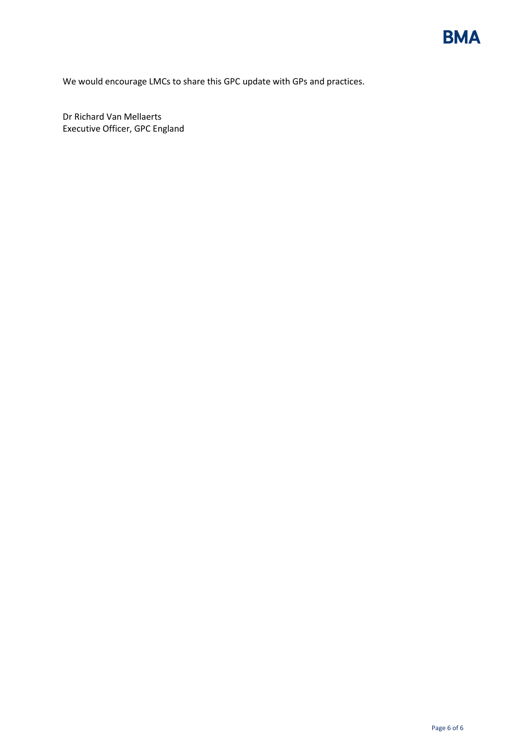We would encourage LMCs to share this GPC update with GPs and practices.

Dr Richard Van Mellaerts
Executive Officer, GPC England